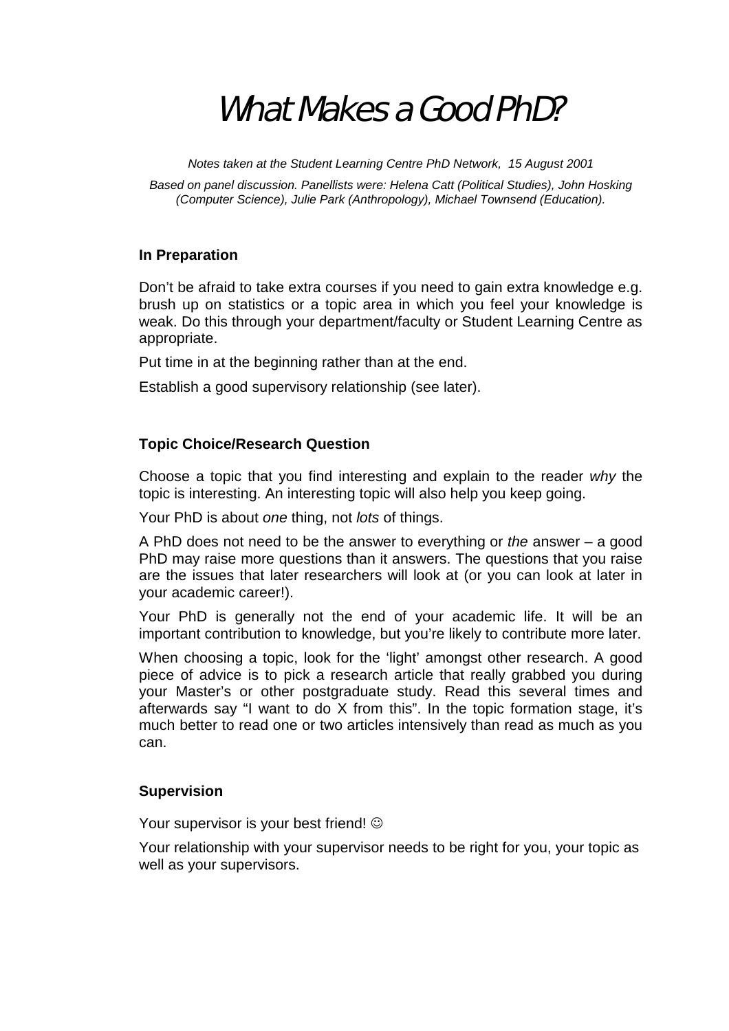# What Makes a Good PhD?

*Notes taken at the Student Learning Centre PhD Network, 15 August 2001*

*Based on panel discussion. Panellists were: Helena Catt (Political Studies), John Hosking (Computer Science), Julie Park (Anthropology), Michael Townsend (Education).*

### In Preparation

Don't be afraid to take extra courses if you need to gain extra knowledge e.g. brush up on statistics or a topic area in which you feel your knowledge is weak. Do this through your department/faculty or Student Learning Centre as appropriate.

Put time in at the beginning rather than at the end.

Establish a good supervisory relationship (see later).

### Topic Choice/Research Question

Choose a topic that you find interesting and explain to the reader *why* the topic is interesting. An interesting topic will also help you keep going.

Your PhD is about *one* thing, not *lots* of things.

A PhD does not need to be the answer to everything or *the* answer – a good PhD may raise more questions than it answers. The questions that you raise are the issues that later researchers will look at (or you can look at later in your academic career!).

Your PhD is generally not the end of your academic life. It will be an important contribution to knowledge, but you're likely to contribute more later.

When choosing a topic, look for the 'light' amongst other research. A good piece of advice is to pick a research article that really grabbed you during your Master's or other postgraduate study. Read this several times and afterwards say "I want to do X from this". In the topic formation stage, it's much better to read one or two articles intensively than read as much as you can.

### Supervision

Your supervisor is your best friend! ☺

Your relationship with your supervisor needs to be right for you, your topic as well as your supervisors.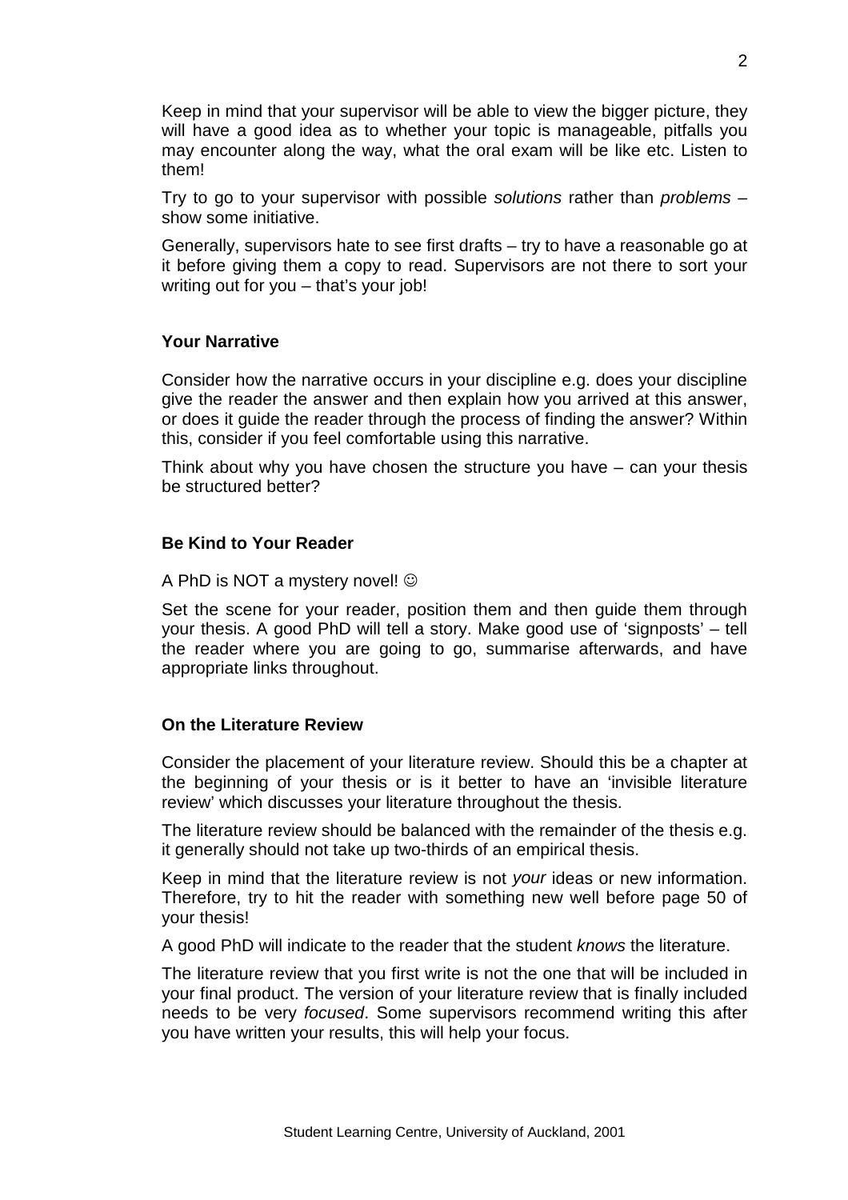Keep in mind that your supervisor will be able to view the bigger picture, they will have a good idea as to whether your topic is manageable, pitfalls you may encounter along the way, what the oral exam will be like etc. Listen to them!

Try to go to your supervisor with possible *solutions* rather than *problems* – show some initiative.

Generally, supervisors hate to see first drafts – try to have a reasonable go at it before giving them a copy to read. Supervisors are not there to sort your writing out for you – that's your job!

### Your Narrative

Consider how the narrative occurs in your discipline e.g. does your discipline give the reader the answer and then explain how you arrived at this answer, or does it guide the reader through the process of finding the answer? Within this, consider if you feel comfortable using this narrative.

Think about why you have chosen the structure you have – can your thesis be structured better?

### Be Kind to Your Reader

A PhD is NOT a mystery novel! ☺

Set the scene for your reader, position them and then guide them through your thesis. A good PhD will tell a story. Make good use of 'signposts' – tell the reader where you are going to go, summarise afterwards, and have appropriate links throughout.

### On the Literature Review

Consider the placement of your literature review. Should this be a chapter at the beginning of your thesis or is it better to have an 'invisible literature review' which discusses your literature throughout the thesis.

The literature review should be balanced with the remainder of the thesis e.g. it generally should not take up two-thirds of an empirical thesis.

Keep in mind that the literature review is not *your* ideas or new information. Therefore, try to hit the reader with something new well before page 50 of your thesis!

A good PhD will indicate to the reader that the student *knows* the literature.

The literature review that you first write is not the one that will be included in your final product. The version of your literature review that is finally included needs to be very *focused*. Some supervisors recommend writing this after you have written your results, this will help your focus.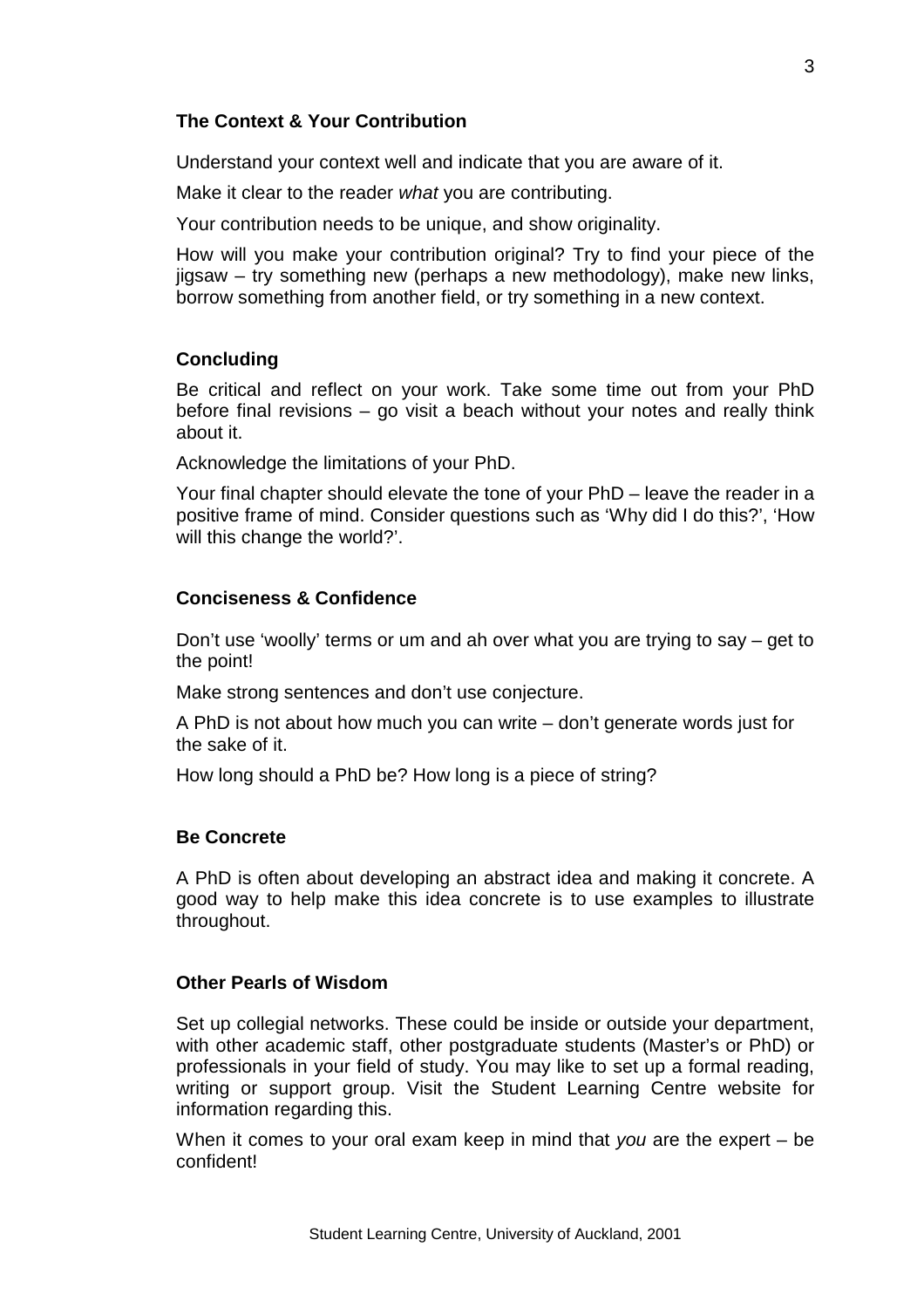### The Context & Your Contribution

Understand your context well and indicate that you are aware of it.

Make it clear to the reader *what* you are contributing.

Your contribution needs to be unique, and show originality.

How will you make your contribution original? Try to find your piece of the jigsaw – try something new (perhaps a new methodology), make new links, borrow something from another field, or try something in a new context.

### Concluding

Be critical and reflect on your work. Take some time out from your PhD before final revisions – go visit a beach without your notes and really think about it.

Acknowledge the limitations of your PhD.

Your final chapter should elevate the tone of your PhD – leave the reader in a positive frame of mind. Consider questions such as 'Why did I do this?', 'How will this change the world?'.

### Conciseness & Confidence

Don't use 'woolly' terms or um and ah over what you are trying to say – get to the point!

Make strong sentences and don't use conjecture.

A PhD is not about how much you can write – don't generate words just for the sake of it.

How long should a PhD be? How long is a piece of string?

### Be Concrete

A PhD is often about developing an abstract idea and making it concrete. A good way to help make this idea concrete is to use examples to illustrate throughout.

### Other Pearls of Wisdom

Set up collegial networks. These could be inside or outside your department, with other academic staff, other postgraduate students (Master's or PhD) or professionals in your field of study. You may like to set up a formal reading, writing or support group. Visit the Student Learning Centre website for information regarding this.

When it comes to your oral exam keep in mind that *you* are the expert – be confident!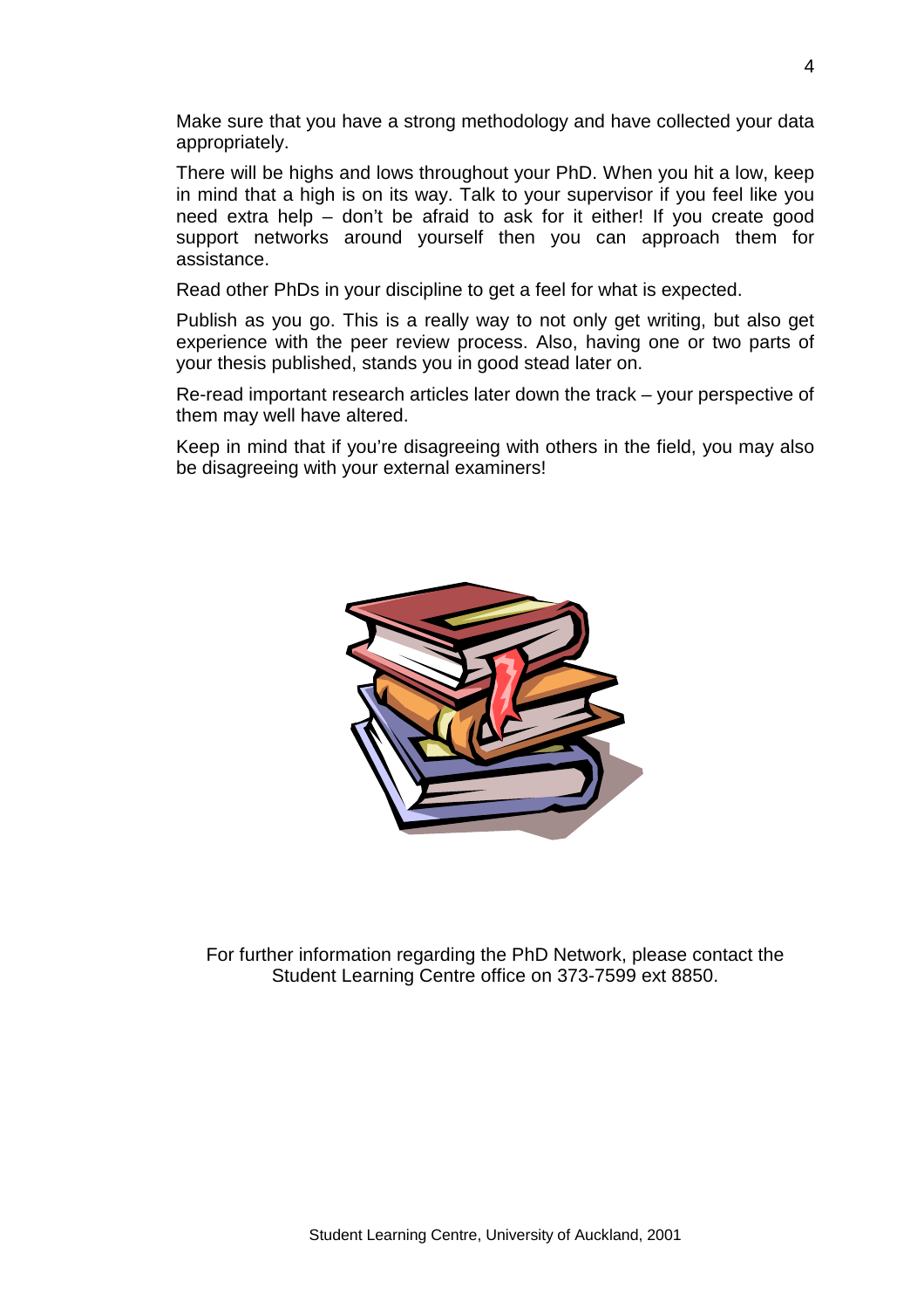Make sure that you have a strong methodology and have collected your data appropriately.

There will be highs and lows throughout your PhD. When you hit a low, keep in mind that a high is on its way. Talk to your supervisor if you feel like you need extra help – don't be afraid to ask for it either! If you create good support networks around yourself then you can approach them for assistance.

Read other PhDs in your discipline to get a feel for what is expected.

Publish as you go. This is a really way to not only get writing, but also get experience with the peer review process. Also, having one or two parts of your thesis published, stands you in good stead later on.

Re-read important research articles later down the track – your perspective of them may well have altered.

Keep in mind that if you're disagreeing with others in the field, you may also be disagreeing with your external examiners!

For further information regarding the PhD Network, please contact the Student Learning Centre office on 373-7599 ext 8850.

Student Learning Centre, University of Auckland, 2001